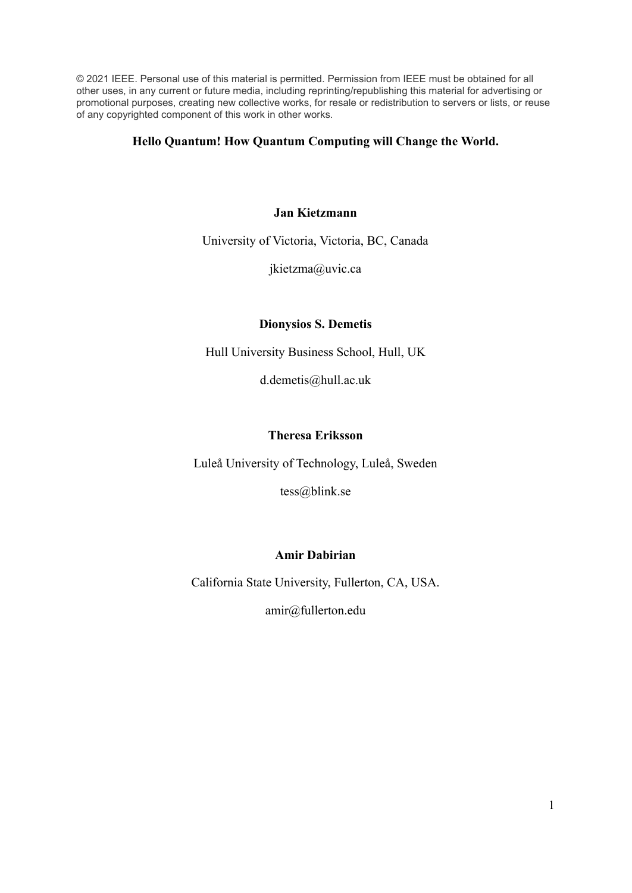© 2021 IEEE. Personal use of this material is permitted. Permission from IEEE must be obtained for all other uses, in any current or future media, including reprinting/republishing this material for advertising or promotional purposes, creating new collective works, for resale or redistribution to servers or lists, or reuse of any copyrighted component of this work in other works.

# Hello Quantum! How Quantum Computing will Change the World.

**Jan Kietzmann**

University of Victoria, Victoria, BC, Canada

jkietzma@uvic.ca

**Dionysios S. Demetis**

Hull University Business School, Hull, UK

d.demetis@hull.ac.uk

**Theresa Eriksson**

Luleå University of Technology, Luleå, Sweden

tess@blink.se

**Amir Dabirian**

California State University, Fullerton, CA, USA.

amir@fullerton.edu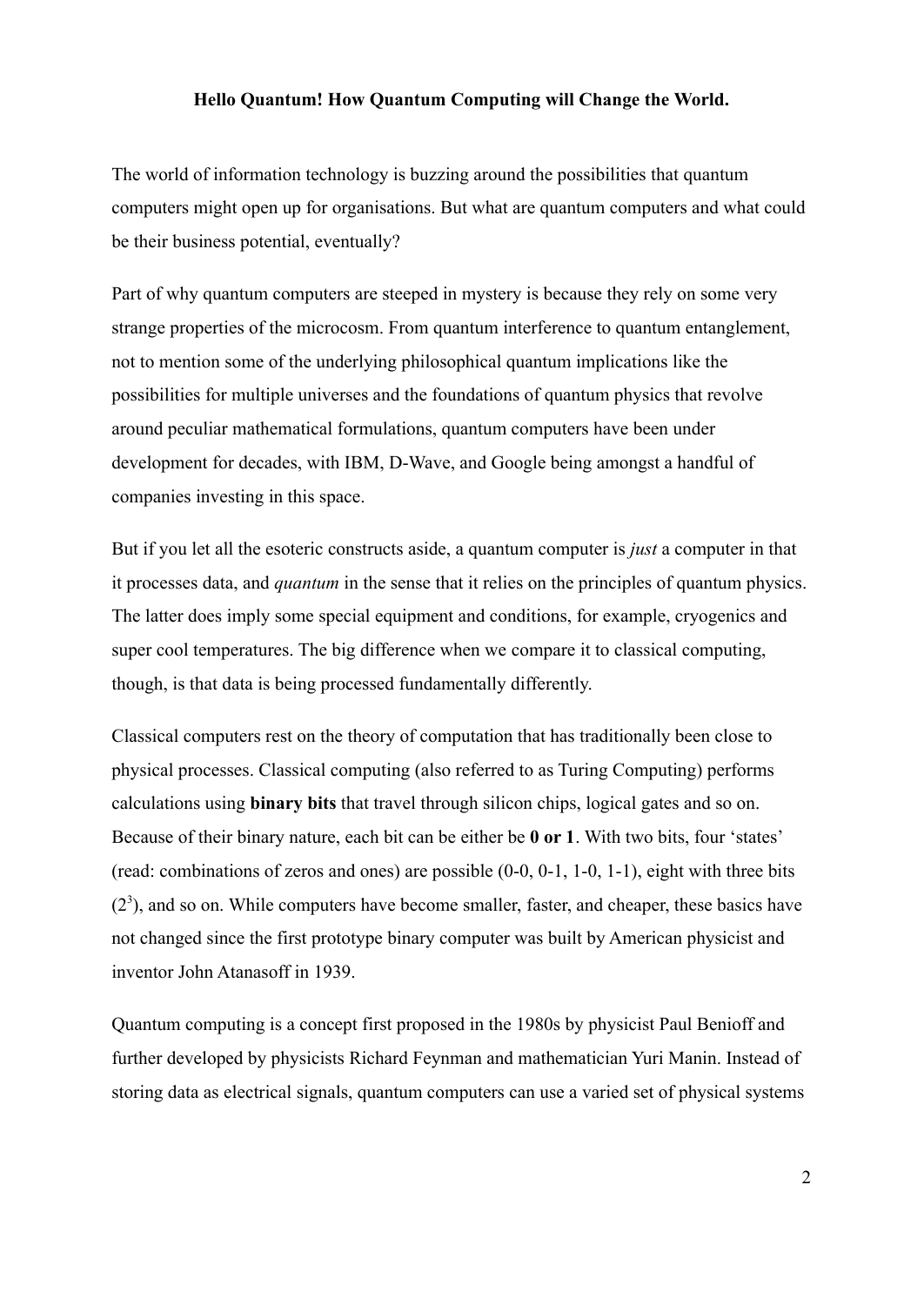**Hello Quantum! How Quantum Computing will Change the World.**

The world of information technology is buzzing around the possibilities that quantum computers might open up for organisations. But what are quantum computers and what could be their business potential, eventually?

Part of why quantum computers are steeped in mystery is because they rely on some very strange properties of the microcosm. From quantum interference to quantum entanglement, not to mention some of the underlying philosophical quantum implications like the possibilities for multiple universes and the foundations of quantum physics that revolve around peculiar mathematical formulations, quantum computers have been under development for decades, with IBM, D-Wave, and Google being amongst a handful of companies investing in this space.

But if you let all the esoteric constructs aside, a quantum computer is *just* a computer in that it processes data, and *quantum* in the sense that it relies on the principles of quantum physics. The latter does imply some special equipment and conditions, for example, cryogenics and super cool temperatures. The big difference when we compare it to classical computing, though, is that data is being processed fundamentally differently.

Classical computers rest on the theory of computation that has traditionally been close to physical processes. Classical computing (also referred to as Turing Computing) performs calculations using **binary bits** that travel through silicon chips, logical gates and so on. Because of their binary nature, each bit can be either be **0 or 1**. With two bits, four 'states' (read: combinations of zeros and ones) are possible (0-0, 0-1, 1-0, 1-1), eight with three bits ($2^3$), and so on. While computers have become smaller, faster, and cheaper, these basics have not changed since the first prototype binary computer was built by American physicist and inventor John Atanasoff in 1939.

Quantum computing is a concept first proposed in the 1980s by physicist Paul Benioff and further developed by physicists Richard Feynman and mathematician Yuri Manin. Instead of storing data as electrical signals, quantum computers can use a varied set of physical systems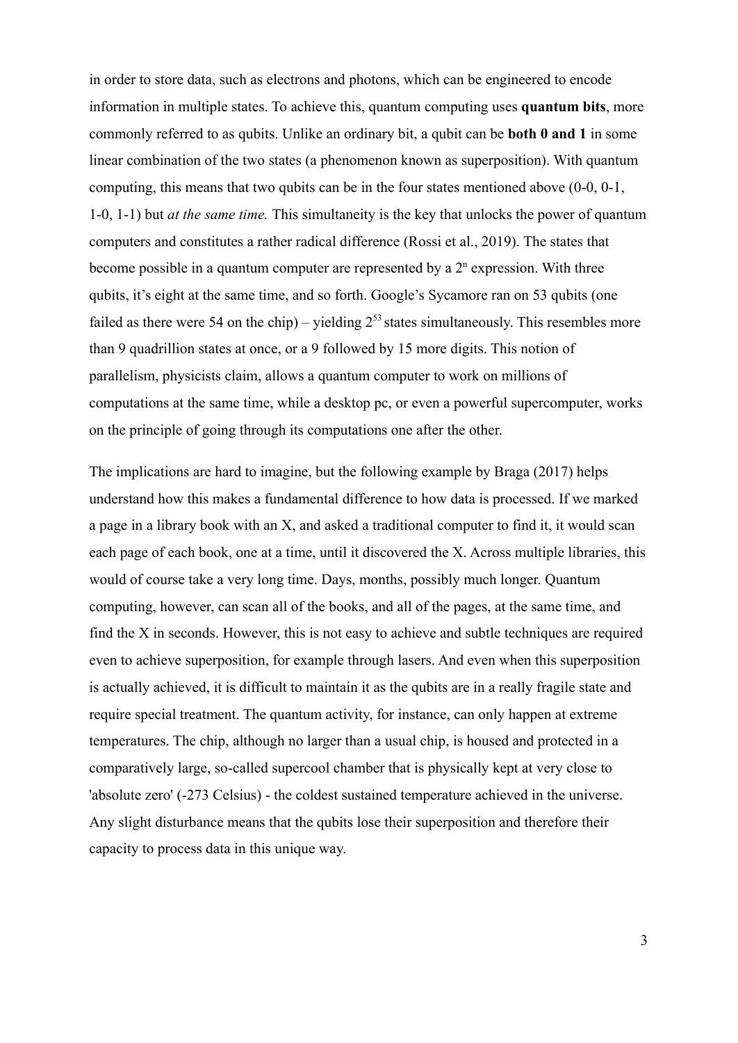in order to store data, such as electrons and photons, which can be engineered to encode information in multiple states. To achieve this, quantum computing uses **quantum bits**, more commonly referred to as qubits. Unlike an ordinary bit, a qubit can be **both 0 and 1** in some linear combination of the two states (a phenomenon known as superposition). With quantum computing, this means that two qubits can be in the four states mentioned above (0-0, 0-1, 1-0, 1-1) but *at the same time.* This simultaneity is the key that unlocks the power of quantum computers and constitutes a rather radical difference (Rossi et al., 2019). The states that become possible in a quantum computer are represented by a $2^n$ expression. With three qubits, it's eight at the same time, and so forth. Google's Sycamore ran on 53 qubits (one failed as there were 54 on the chip) – yielding $2^{53}$ states simultaneously. This resembles more than 9 quadrillion states at once, or a 9 followed by 15 more digits. This notion of parallelism, physicists claim, allows a quantum computer to work on millions of computations at the same time, while a desktop pc, or even a powerful supercomputer, works on the principle of going through its computations one after the other.

The implications are hard to imagine, but the following example by Braga (2017) helps understand how this makes a fundamental difference to how data is processed. If we marked a page in a library book with an X, and asked a traditional computer to find it, it would scan each page of each book, one at a time, until it discovered the X. Across multiple libraries, this would of course take a very long time. Days, months, possibly much longer. Quantum computing, however, can scan all of the books, and all of the pages, at the same time, and find the X in seconds. However, this is not easy to achieve and subtle techniques are required even to achieve superposition, for example through lasers. And even when this superposition is actually achieved, it is difficult to maintain it as the qubits are in a really fragile state and require special treatment. The quantum activity, for instance, can only happen at extreme temperatures. The chip, although no larger than a usual chip, is housed and protected in a comparatively large, so-called supercool chamber that is physically kept at very close to 'absolute zero' (-273 Celsius) - the coldest sustained temperature achieved in the universe. Any slight disturbance means that the qubits lose their superposition and therefore their capacity to process data in this unique way.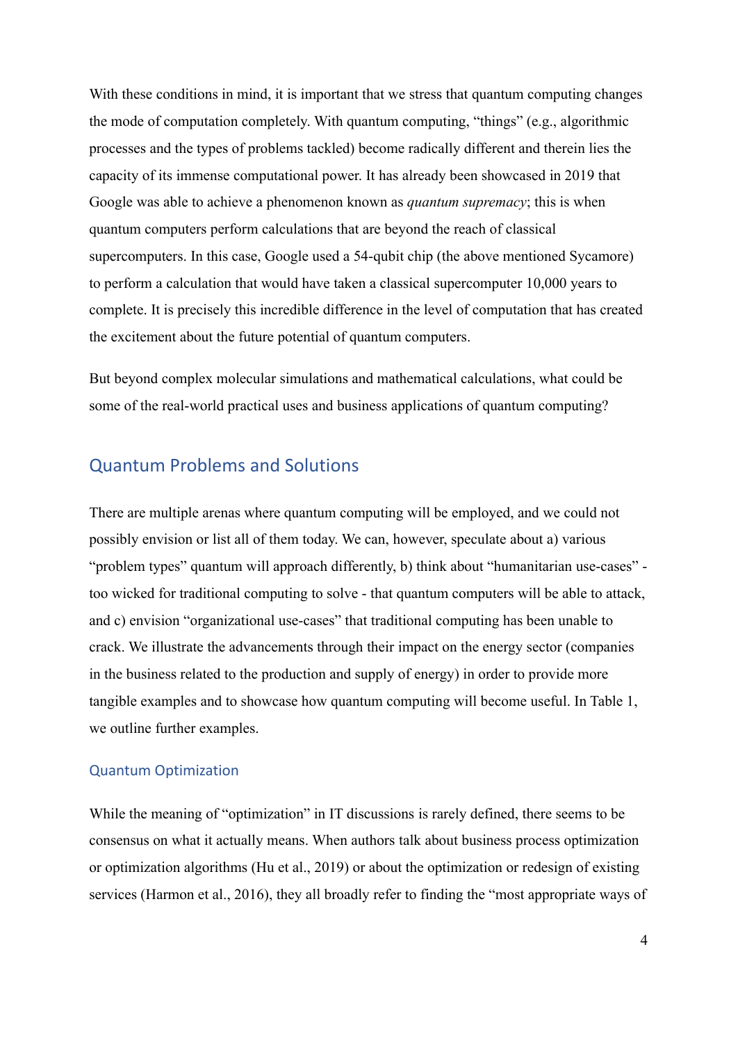With these conditions in mind, it is important that we stress that quantum computing changes the mode of computation completely. With quantum computing, "things" (e.g., algorithmic processes and the types of problems tackled) become radically different and therein lies the capacity of its immense computational power. It has already been showcased in 2019 that Google was able to achieve a phenomenon known as *quantum supremacy*; this is when quantum computers perform calculations that are beyond the reach of classical supercomputers. In this case, Google used a 54-qubit chip (the above mentioned Sycamore) to perform a calculation that would have taken a classical supercomputer 10,000 years to complete. It is precisely this incredible difference in the level of computation that has created the excitement about the future potential of quantum computers.

But beyond complex molecular simulations and mathematical calculations, what could be some of the real-world practical uses and business applications of quantum computing?

## Quantum Problems and Solutions

There are multiple arenas where quantum computing will be employed, and we could not possibly envision or list all of them today. We can, however, speculate about a) various "problem types" quantum will approach differently, b) think about "humanitarian use-cases" - too wicked for traditional computing to solve - that quantum computers will be able to attack, and c) envision "organizational use-cases" that traditional computing has been unable to crack. We illustrate the advancements through their impact on the energy sector (companies in the business related to the production and supply of energy) in order to provide more tangible examples and to showcase how quantum computing will become useful. In Table 1, we outline further examples.

### Quantum Optimization

While the meaning of "optimization" in IT discussions is rarely defined, there seems to be consensus on what it actually means. When authors talk about business process optimization or optimization algorithms (Hu et al., 2019) or about the optimization or redesign of existing services (Harmon et al., 2016), they all broadly refer to finding the "most appropriate ways of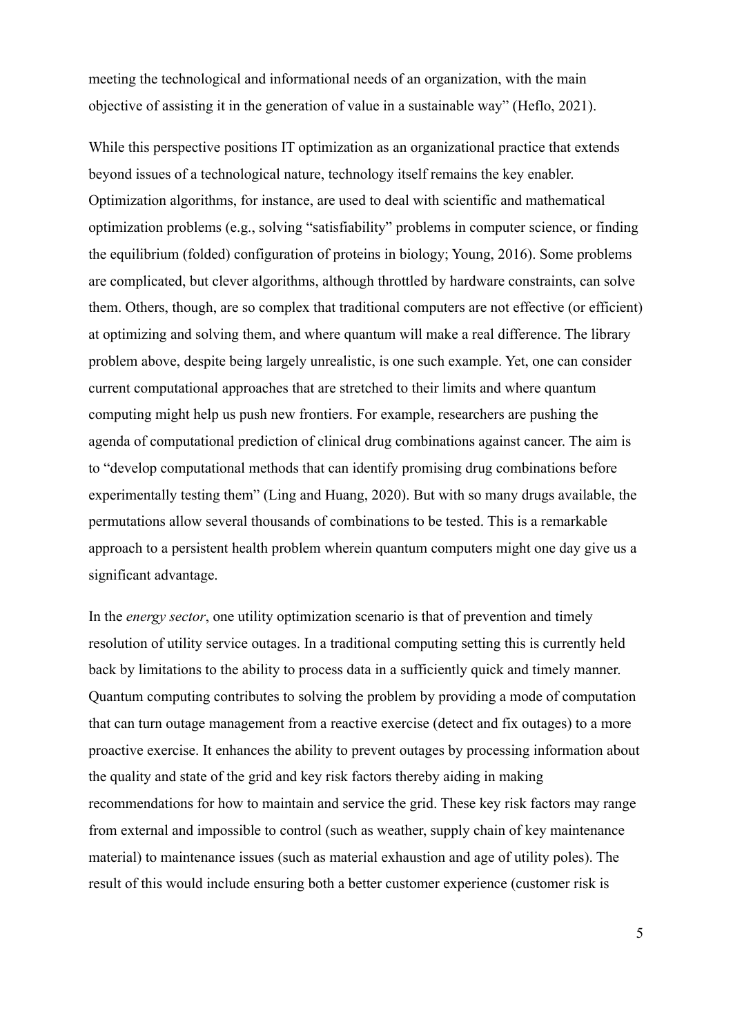meeting the technological and informational needs of an organization, with the main objective of assisting it in the generation of value in a sustainable way" (Heflo, 2021).

While this perspective positions IT optimization as an organizational practice that extends beyond issues of a technological nature, technology itself remains the key enabler. Optimization algorithms, for instance, are used to deal with scientific and mathematical optimization problems (e.g., solving "satisfiability" problems in computer science, or finding the equilibrium (folded) configuration of proteins in biology; Young, 2016). Some problems are complicated, but clever algorithms, although throttled by hardware constraints, can solve them. Others, though, are so complex that traditional computers are not effective (or efficient) at optimizing and solving them, and where quantum will make a real difference. The library problem above, despite being largely unrealistic, is one such example. Yet, one can consider current computational approaches that are stretched to their limits and where quantum computing might help us push new frontiers. For example, researchers are pushing the agenda of computational prediction of clinical drug combinations against cancer. The aim is to "develop computational methods that can identify promising drug combinations before experimentally testing them" (Ling and Huang, 2020). But with so many drugs available, the permutations allow several thousands of combinations to be tested. This is a remarkable approach to a persistent health problem wherein quantum computers might one day give us a significant advantage.

In the *energy sector*, one utility optimization scenario is that of prevention and timely resolution of utility service outages. In a traditional computing setting this is currently held back by limitations to the ability to process data in a sufficiently quick and timely manner. Quantum computing contributes to solving the problem by providing a mode of computation that can turn outage management from a reactive exercise (detect and fix outages) to a more proactive exercise. It enhances the ability to prevent outages by processing information about the quality and state of the grid and key risk factors thereby aiding in making recommendations for how to maintain and service the grid. These key risk factors may range from external and impossible to control (such as weather, supply chain of key maintenance material) to maintenance issues (such as material exhaustion and age of utility poles). The result of this would include ensuring both a better customer experience (customer risk is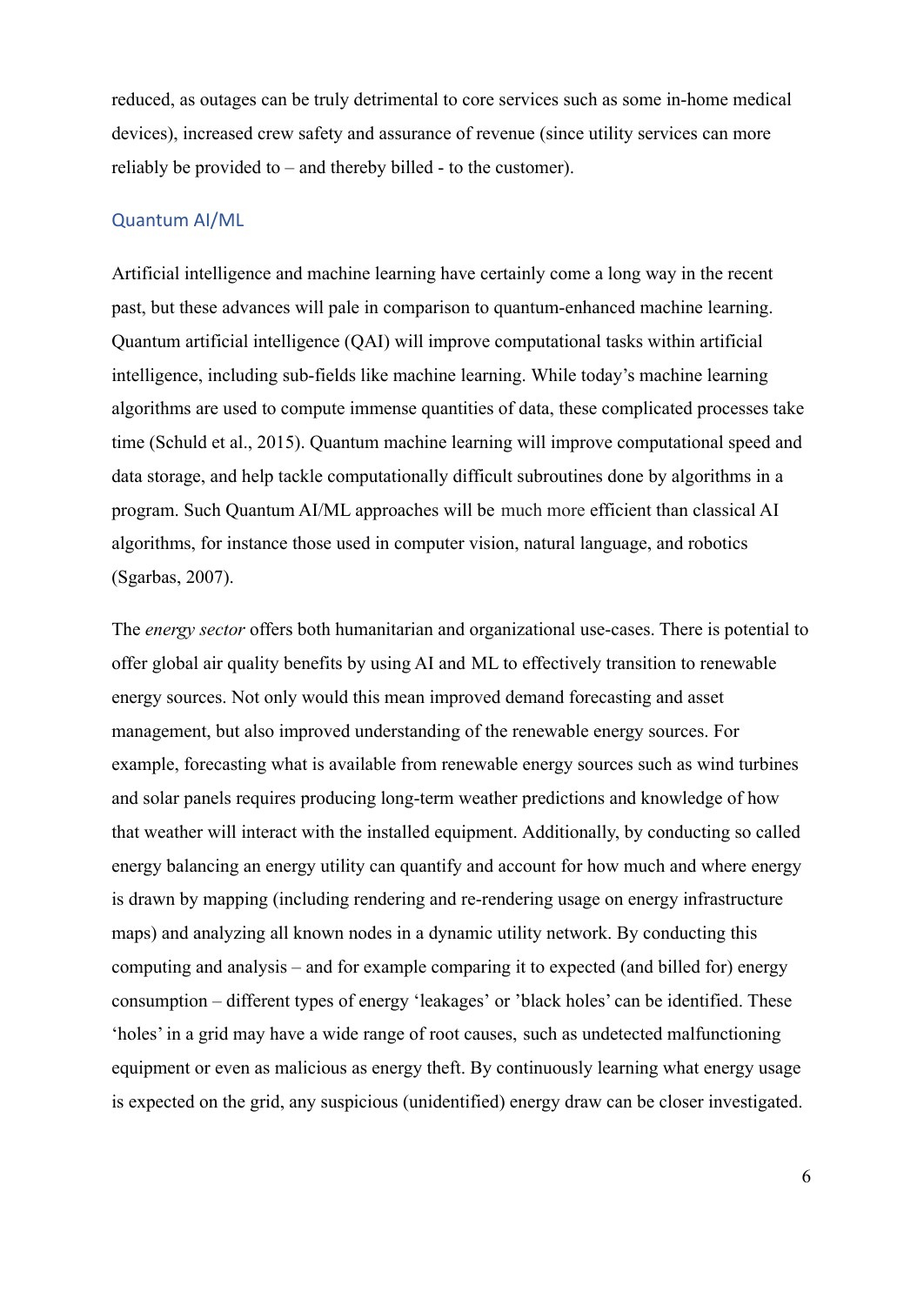reduced, as outages can be truly detrimental to core services such as some in-home medical devices), increased crew safety and assurance of revenue (since utility services can more reliably be provided to – and thereby billed - to the customer).

## Quantum AI/ML

Artificial intelligence and machine learning have certainly come a long way in the recent past, but these advances will pale in comparison to quantum-enhanced machine learning. Quantum artificial intelligence (QAI) will improve computational tasks within artificial intelligence, including sub-fields like machine learning. While today's machine learning algorithms are used to compute immense quantities of data, these complicated processes take time (Schuld et al., 2015). Quantum machine learning will improve computational speed and data storage, and help tackle computationally difficult subroutines done by algorithms in a program. Such Quantum AI/ML approaches will be much more efficient than classical AI algorithms, for instance those used in computer vision, natural language, and robotics (Sgarbas, 2007).

The *energy sector* offers both humanitarian and organizational use-cases. There is potential to offer global air quality benefits by using AI and ML to effectively transition to renewable energy sources. Not only would this mean improved demand forecasting and asset management, but also improved understanding of the renewable energy sources. For example, forecasting what is available from renewable energy sources such as wind turbines and solar panels requires producing long-term weather predictions and knowledge of how that weather will interact with the installed equipment. Additionally, by conducting so called energy balancing an energy utility can quantify and account for how much and where energy is drawn by mapping (including rendering and re-rendering usage on energy infrastructure maps) and analyzing all known nodes in a dynamic utility network. By conducting this computing and analysis – and for example comparing it to expected (and billed for) energy consumption – different types of energy 'leakages' or 'black holes' can be identified. These 'holes' in a grid may have a wide range of root causes, such as undetected malfunctioning equipment or even as malicious as energy theft. By continuously learning what energy usage is expected on the grid, any suspicious (unidentified) energy draw can be closer investigated.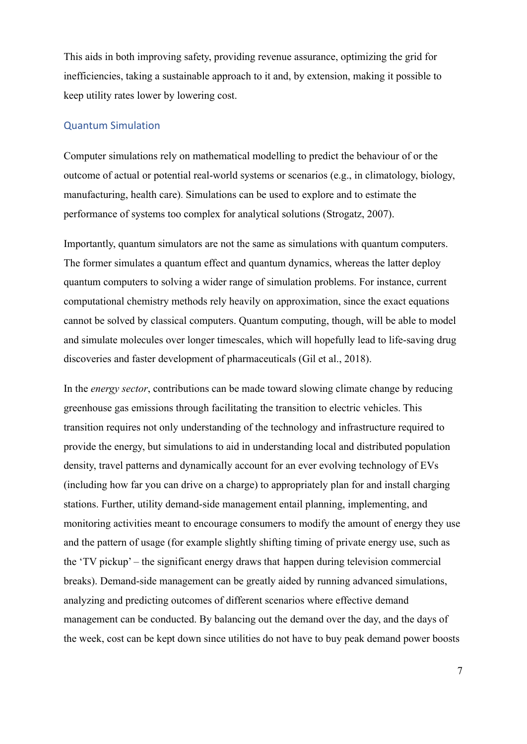This aids in both improving safety, providing revenue assurance, optimizing the grid for inefficiencies, taking a sustainable approach to it and, by extension, making it possible to keep utility rates lower by lowering cost.

## Quantum Simulation

Computer simulations rely on mathematical modelling to predict the behaviour of or the outcome of actual or potential real-world systems or scenarios (e.g., in climatology, biology, manufacturing, health care). Simulations can be used to explore and to estimate the performance of systems too complex for analytical solutions (Strogatz, 2007).

Importantly, quantum simulators are not the same as simulations with quantum computers. The former simulates a quantum effect and quantum dynamics, whereas the latter deploy quantum computers to solving a wider range of simulation problems. For instance, current computational chemistry methods rely heavily on approximation, since the exact equations cannot be solved by classical computers. Quantum computing, though, will be able to model and simulate molecules over longer timescales, which will hopefully lead to life-saving drug discoveries and faster development of pharmaceuticals (Gil et al., 2018).

In the *energy sector*, contributions can be made toward slowing climate change by reducing greenhouse gas emissions through facilitating the transition to electric vehicles. This transition requires not only understanding of the technology and infrastructure required to provide the energy, but simulations to aid in understanding local and distributed population density, travel patterns and dynamically account for an ever evolving technology of EVs (including how far you can drive on a charge) to appropriately plan for and install charging stations. Further, utility demand-side management entail planning, implementing, and monitoring activities meant to encourage consumers to modify the amount of energy they use and the pattern of usage (for example slightly shifting timing of private energy use, such as the 'TV pickup' – the significant energy draws that happen during television commercial breaks). Demand-side management can be greatly aided by running advanced simulations, analyzing and predicting outcomes of different scenarios where effective demand management can be conducted. By balancing out the demand over the day, and the days of the week, cost can be kept down since utilities do not have to buy peak demand power boosts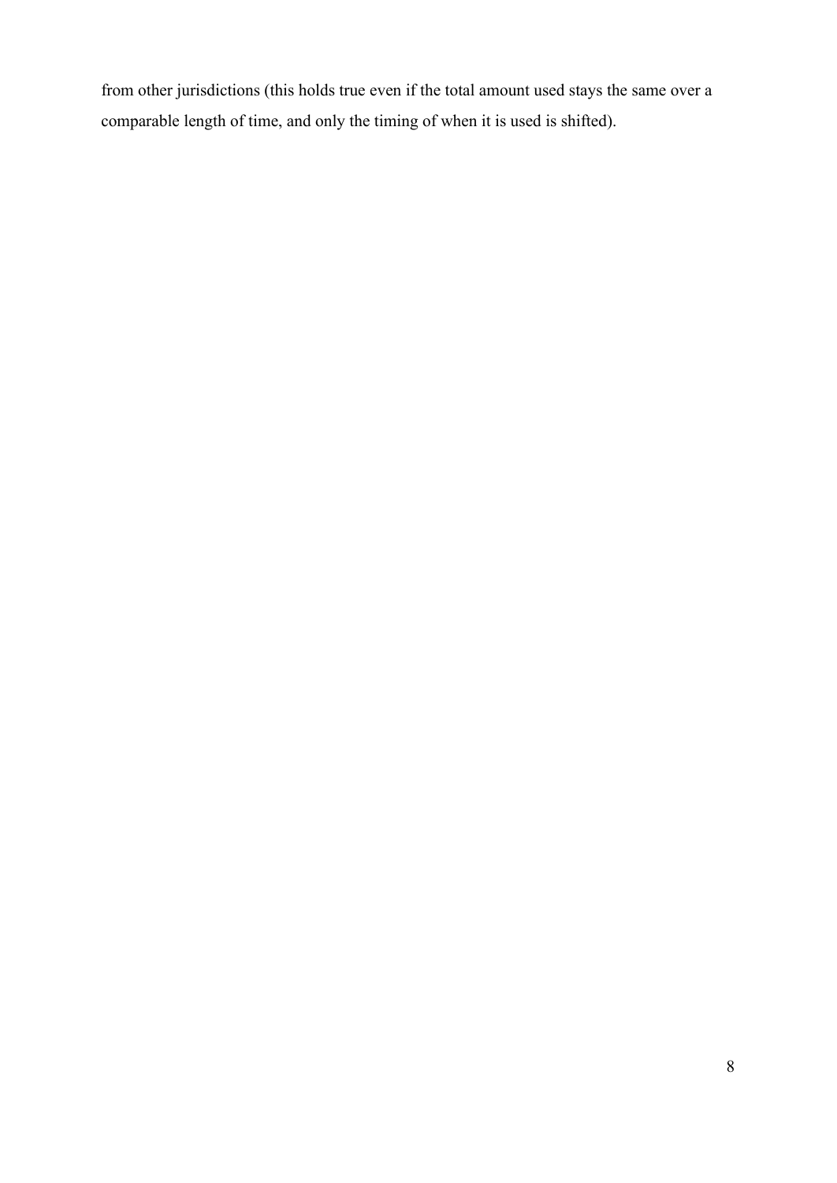from other jurisdictions (this holds true even if the total amount used stays the same over a comparable length of time, and only the timing of when it is used is shifted).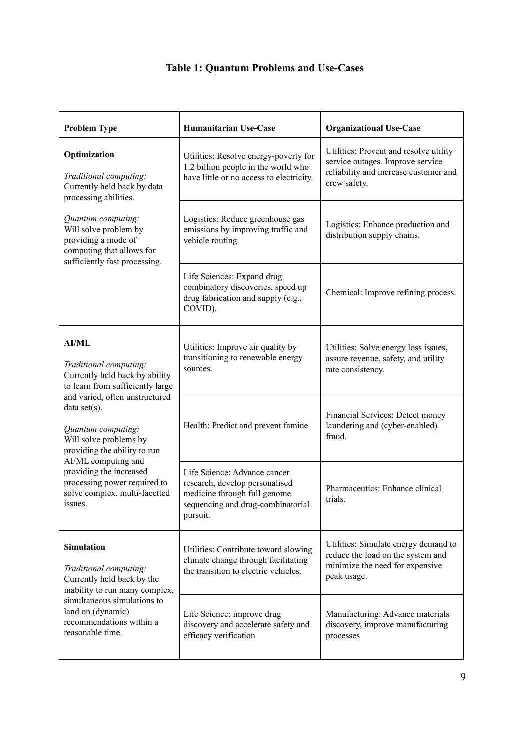**Table 1: Quantum Problems and Use-Cases**

| Problem Type | Humanitarian Use-Case | Organizational Use-Case |
|---|---|---|
| **Optimization**<br><br>*Traditional computing:* Currently held back by data processing abilities.<br><br>*Quantum computing:* Will solve problem by providing a mode of computing that allows for sufficiently fast processing. | Utilities: Resolve energy-poverty for 1.2 billion people in the world who have little or no access to electricity. | Utilities: Prevent and resolve utility service outages. Improve service reliability and increase customer and crew safety. |
| | Logistics: Reduce greenhouse gas emissions by improving traffic and vehicle routing. | Logistics: Enhance production and distribution supply chains. |
| | Life Sciences: Expand drug combinatory discoveries, speed up drug fabrication and supply (e.g., COVID). | Chemical: Improve refining process. |
| **AI/ML**<br><br>*Traditional computing:* Currently held back by ability to learn from sufficiently large and varied, often unstructured data set(s).<br><br>*Quantum computing:* Will solve problems by providing the ability to run AI/ML computing and providing the increased processing power required to solve complex, multi-facetted issues. | Utilities: Improve air quality by transitioning to renewable energy sources. | Utilities: Solve energy loss issues, assure revenue, safety, and utility rate consistency. |
| | Health: Predict and prevent famine | Financial Services: Detect money laundering and (cyber-enabled) fraud. |
| | Life Science: Advance cancer research, develop personalised medicine through full genome sequencing and drug-combinatorial pursuit. | Pharmaceutics: Enhance clinical trials. |
| **Simulation**<br><br>*Traditional computing:* Currently held back by the inability to run many complex, simultaneous simulations to land on (dynamic) recommendations within a reasonable time. | Utilities: Contribute toward slowing climate change through facilitating the transition to electric vehicles. | Utilities: Simulate energy demand to reduce the load on the system and minimize the need for expensive peak usage. |
| | Life Science: improve drug discovery and accelerate safety and efficacy verification | Manufacturing: Advance materials discovery, improve manufacturing processes |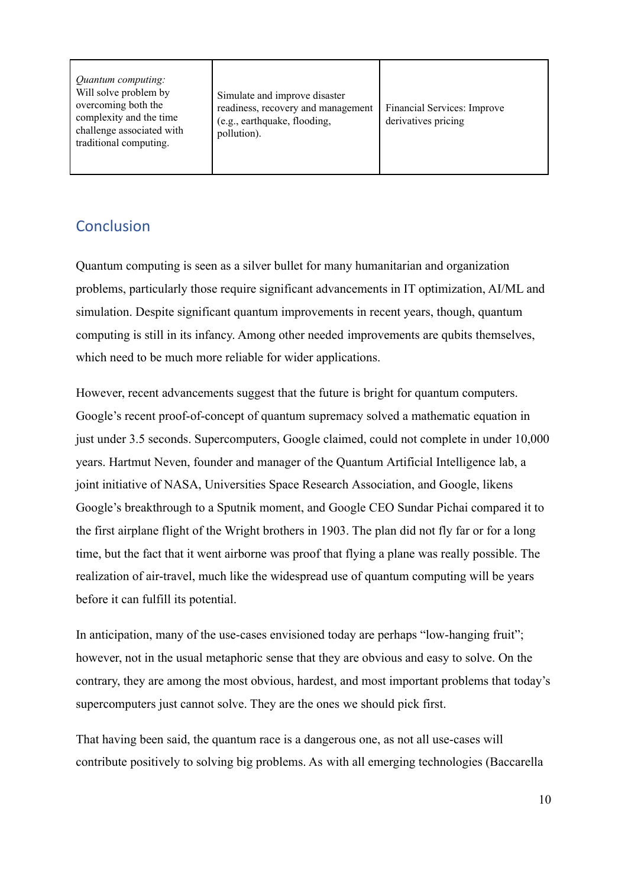| *Quantum computing:* Will solve problem by overcoming both the complexity and the time challenge associated with traditional computing. | Simulate and improve disaster readiness, recovery and management (e.g., earthquake, flooding, pollution). | Financial Services: Improve derivatives pricing |
|---|---|---|

## Conclusion

Quantum computing is seen as a silver bullet for many humanitarian and organization problems, particularly those require significant advancements in IT optimization, AI/ML and simulation. Despite significant quantum improvements in recent years, though, quantum computing is still in its infancy. Among other needed improvements are qubits themselves, which need to be much more reliable for wider applications.

However, recent advancements suggest that the future is bright for quantum computers. Google's recent proof-of-concept of quantum supremacy solved a mathematic equation in just under 3.5 seconds. Supercomputers, Google claimed, could not complete in under 10,000 years. Hartmut Neven, founder and manager of the Quantum Artificial Intelligence lab, a joint initiative of NASA, Universities Space Research Association, and Google, likens Google's breakthrough to a Sputnik moment, and Google CEO Sundar Pichai compared it to the first airplane flight of the Wright brothers in 1903. The plan did not fly far or for a long time, but the fact that it went airborne was proof that flying a plane was really possible. The realization of air-travel, much like the widespread use of quantum computing will be years before it can fulfill its potential.

In anticipation, many of the use-cases envisioned today are perhaps "low-hanging fruit"; however, not in the usual metaphoric sense that they are obvious and easy to solve. On the contrary, they are among the most obvious, hardest, and most important problems that today's supercomputers just cannot solve. They are the ones we should pick first.

That having been said, the quantum race is a dangerous one, as not all use-cases will contribute positively to solving big problems. As with all emerging technologies (Baccarella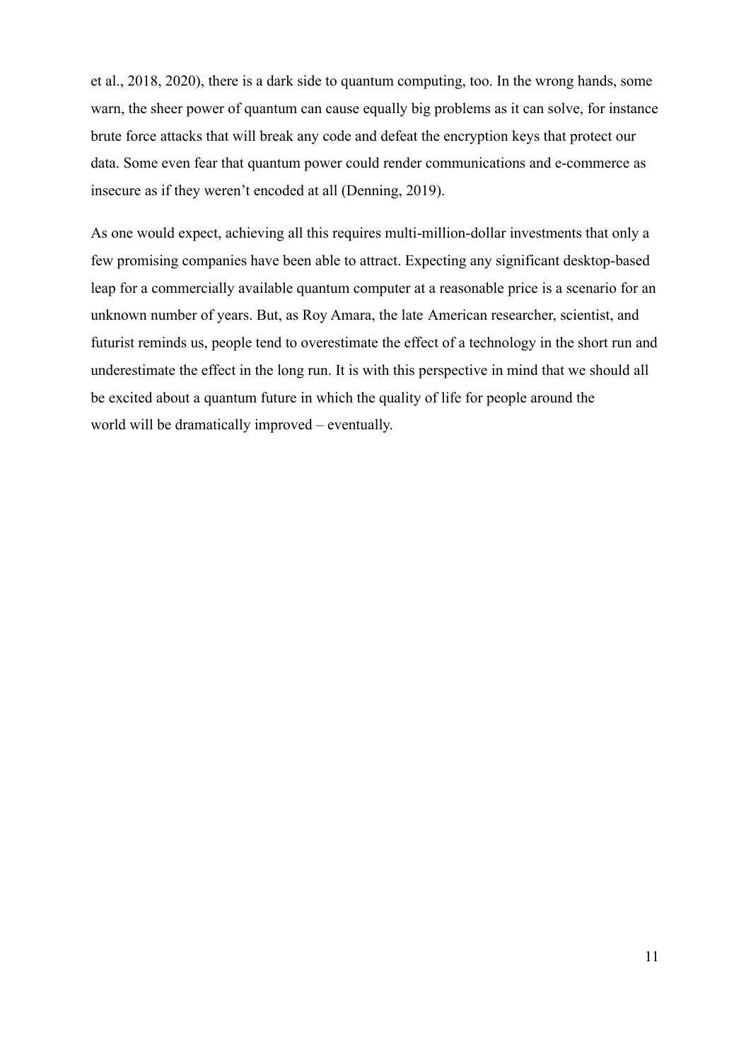et al., 2018, 2020), there is a dark side to quantum computing, too. In the wrong hands, some warn, the sheer power of quantum can cause equally big problems as it can solve, for instance brute force attacks that will break any code and defeat the encryption keys that protect our data. Some even fear that quantum power could render communications and e-commerce as insecure as if they weren't encoded at all (Denning, 2019).

As one would expect, achieving all this requires multi-million-dollar investments that only a few promising companies have been able to attract. Expecting any significant desktop-based leap for a commercially available quantum computer at a reasonable price is a scenario for an unknown number of years. But, as Roy Amara, the late American researcher, scientist, and futurist reminds us, people tend to overestimate the effect of a technology in the short run and underestimate the effect in the long run. It is with this perspective in mind that we should all be excited about a quantum future in which the quality of life for people around the world will be dramatically improved – eventually.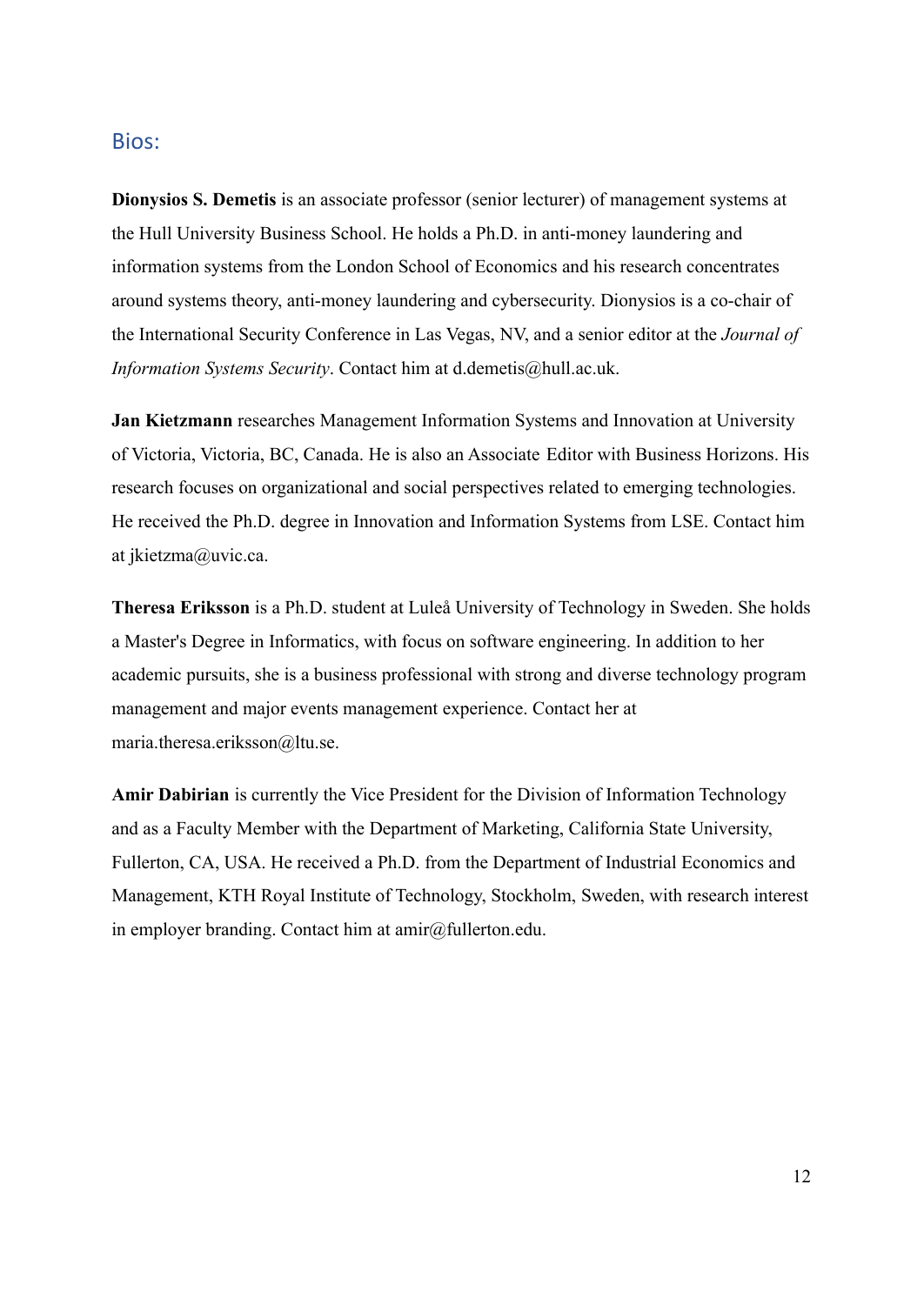## Bios:

**Dionysios S. Demetis** is an associate professor (senior lecturer) of management systems at the Hull University Business School. He holds a Ph.D. in anti-money laundering and information systems from the London School of Economics and his research concentrates around systems theory, anti-money laundering and cybersecurity. Dionysios is a co-chair of the International Security Conference in Las Vegas, NV, and a senior editor at the *Journal of Information Systems Security*. Contact him at d.demetis@hull.ac.uk.

**Jan Kietzmann** researches Management Information Systems and Innovation at University of Victoria, Victoria, BC, Canada. He is also an Associate Editor with Business Horizons. His research focuses on organizational and social perspectives related to emerging technologies. He received the Ph.D. degree in Innovation and Information Systems from LSE. Contact him at jkietzma@uvic.ca.

**Theresa Eriksson** is a Ph.D. student at Luleå University of Technology in Sweden. She holds a Master's Degree in Informatics, with focus on software engineering. In addition to her academic pursuits, she is a business professional with strong and diverse technology program management and major events management experience. Contact her at maria.theresa.eriksson@ltu.se.

**Amir Dabirian** is currently the Vice President for the Division of Information Technology and as a Faculty Member with the Department of Marketing, California State University, Fullerton, CA, USA. He received a Ph.D. from the Department of Industrial Economics and Management, KTH Royal Institute of Technology, Stockholm, Sweden, with research interest in employer branding. Contact him at amir@fullerton.edu.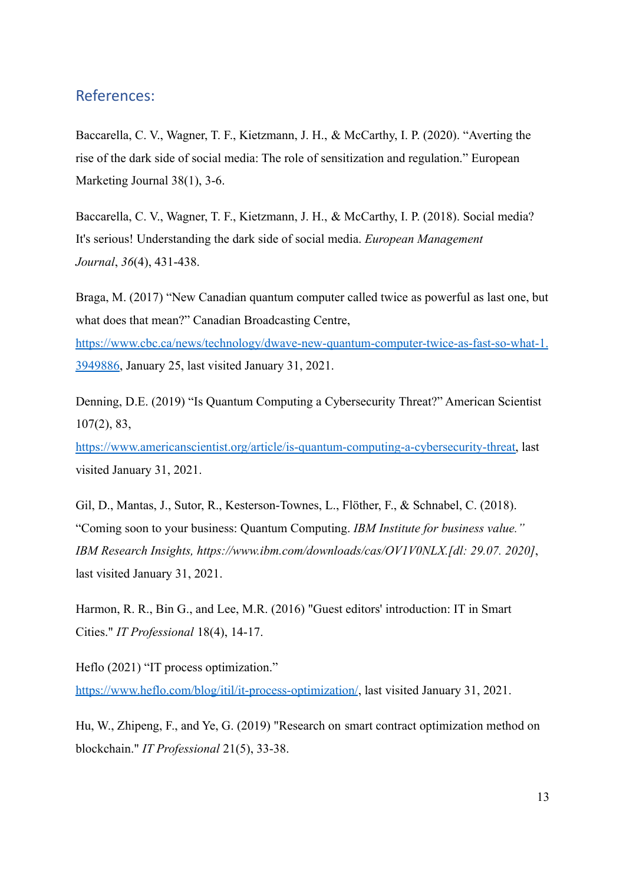## References:

Baccarella, C. V., Wagner, T. F., Kietzmann, J. H., & McCarthy, I. P. (2020). "Averting the rise of the dark side of social media: The role of sensitization and regulation." European Marketing Journal 38(1), 3-6.

Baccarella, C. V., Wagner, T. F., Kietzmann, J. H., & McCarthy, I. P. (2018). Social media? It's serious! Understanding the dark side of social media. *European Management Journal*, *36*(4), 431-438.

Braga, M. (2017) "New Canadian quantum computer called twice as powerful as last one, but what does that mean?" Canadian Broadcasting Centre, https://www.cbc.ca/news/technology/dwave-new-quantum-computer-twice-as-fast-so-what-1.3949886, January 25, last visited January 31, 2021.

Denning, D.E. (2019) "Is Quantum Computing a Cybersecurity Threat?" American Scientist 107(2), 83, https://www.americanscientist.org/article/is-quantum-computing-a-cybersecurity-threat, last visited January 31, 2021.

Gil, D., Mantas, J., Sutor, R., Kesterson-Townes, L., Flöther, F., & Schnabel, C. (2018). "Coming soon to your business: Quantum Computing. *IBM Institute for business value." IBM Research Insights, https://www.ibm.com/downloads/cas/OV1V0NLX.[dl: 29.07. 2020]*, last visited January 31, 2021.

Harmon, R. R., Bin G., and Lee, M.R. (2016) "Guest editors' introduction: IT in Smart Cities." *IT Professional* 18(4), 14-17.

Heflo (2021) "IT process optimization." https://www.heflo.com/blog/itil/it-process-optimization/, last visited January 31, 2021.

Hu, W., Zhipeng, F., and Ye, G. (2019) "Research on smart contract optimization method on blockchain." *IT Professional* 21(5), 33-38.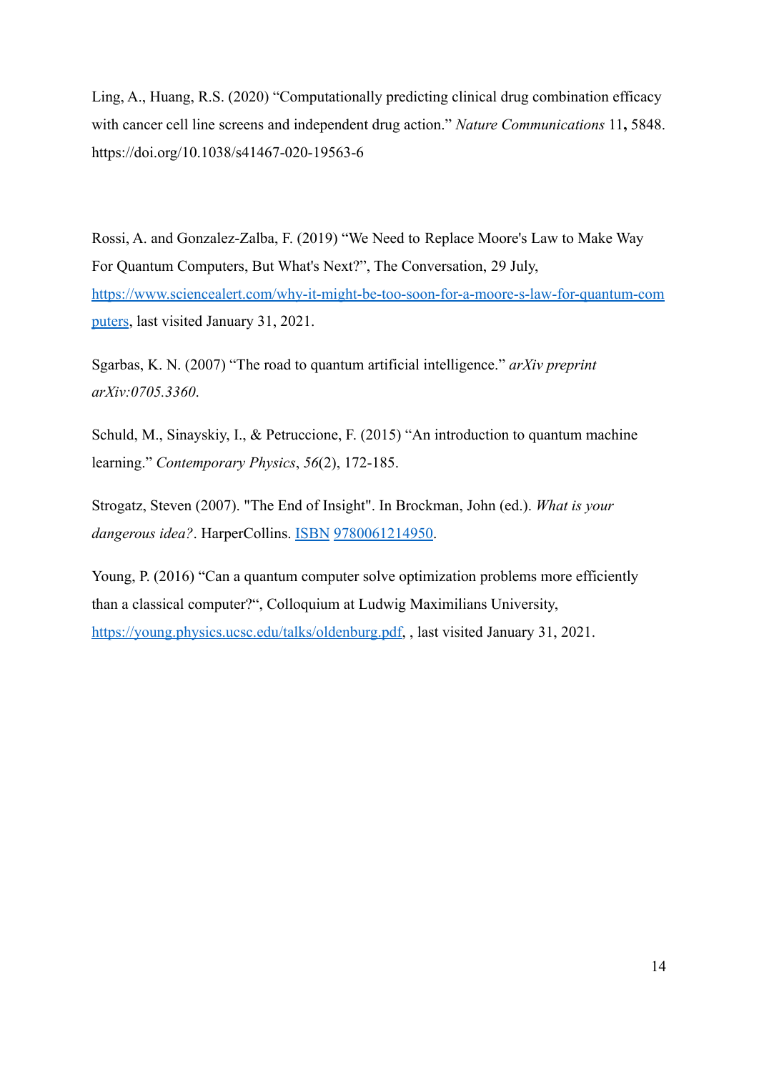Ling, A., Huang, R.S. (2020) “Computationally predicting clinical drug combination efficacy with cancer cell line screens and independent drug action.” *Nature Communications* 11**,** 5848. https://doi.org/10.1038/s41467-020-19563-6

Rossi, A. and Gonzalez-Zalba, F. (2019) “We Need to Replace Moore's Law to Make Way For Quantum Computers, But What's Next?”, The Conversation, 29 July, [https://www.sciencealert.com/why-it-might-be-too-soon-for-a-moore-s-law-for-quantum-computers](https://www.sciencealert.com/why-it-might-be-too-soon-for-a-moore-s-law-for-quantum-computers), last visited January 31, 2021.

Sgarbas, K. N. (2007) “The road to quantum artificial intelligence.” *arXiv preprint arXiv:0705.3360*.

Schuld, M., Sinayskiy, I., & Petruccione, F. (2015) “An introduction to quantum machine learning.” *Contemporary Physics*, *56*(2), 172-185.

Strogatz, Steven (2007). "The End of Insight". In Brockman, John (ed.). *What is your dangerous idea?*. HarperCollins. ISBN 9780061214950.

Young, P. (2016) “Can a quantum computer solve optimization problems more efficiently than a classical computer?“, Colloquium at Ludwig Maximilians University, [https://young.physics.ucsc.edu/talks/oldenburg.pdf](https://young.physics.ucsc.edu/talks/oldenburg.pdf), , last visited January 31, 2021.